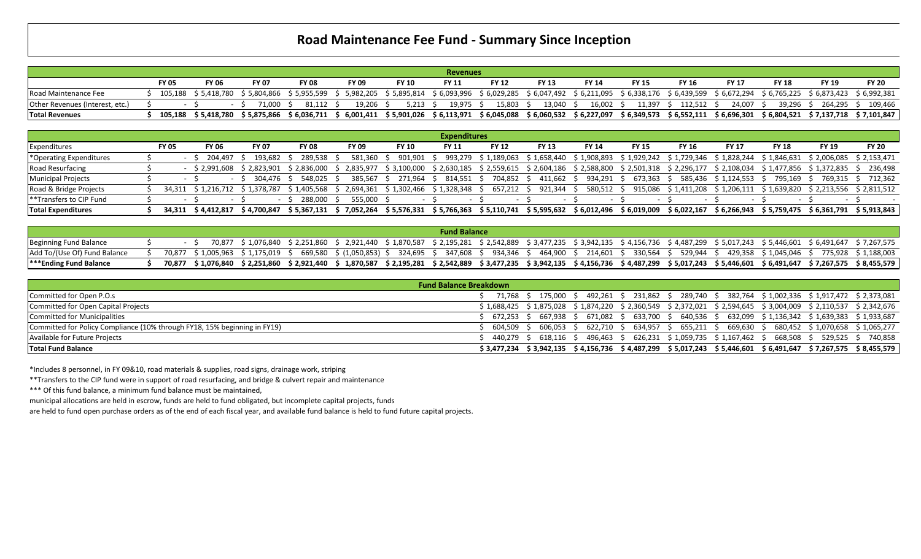# Road Maintenance Fee Fund - Summary Since Inception

| Revenues | FY 05 | FY 06 | FY 07 | FY 08 | FY 09 | FY 10 | FY 11 | FY 12 | FY 13 | FY 14 | FY 15 | FY 16 | FY 17 | FY 18 | FY 19 | FY 20 |
|---|---|---|---|---|---|---|---|---|---|---|---|---|---|---|---|---|
| Road Maintenance Fee | $ 105,188 | $ 5,418,780 | $ 5,804,866 | $ 5,955,599 | $ 5,982,205 | $ 5,895,814 | $ 6,093,996 | $ 6,029,285 | $ 6,047,492 | $ 6,211,095 | $ 6,338,176 | $ 6,439,599 | $ 6,672,294 | $ 6,765,225 | $ 6,873,423 | $ 6,992,381 |
| Other Revenues (Interest, etc.) | $ - | $ - | $ 71,000 | $ 81,112 | $ 19,206 | $ 5,213 | $ 19,975 | $ 15,803 | $ 13,040 | $ 16,002 | $ 11,397 | $ 112,512 | $ 24,007 | $ 39,296 | $ 264,295 | $ 109,466 |
| **Total Revenues** | **$ 105,188** | **$ 5,418,780** | **$ 5,875,866** | **$ 6,036,711** | **$ 6,001,411** | **$ 5,901,026** | **$ 6,113,971** | **$ 6,045,088** | **$ 6,060,532** | **$ 6,227,097** | **$ 6,349,573** | **$ 6,552,111** | **$ 6,696,301** | **$ 6,804,521** | **$ 7,137,718** | **$ 7,101,847** |

| Expenditures | FY 05 | FY 06 | FY 07 | FY 08 | FY 09 | FY 10 | FY 11 | FY 12 | FY 13 | FY 14 | FY 15 | FY 16 | FY 17 | FY 18 | FY 19 | FY 20 |
|---|---|---|---|---|---|---|---|---|---|---|---|---|---|---|---|---|
| *Operating Expenditures | $ - | $ 204,497 | $ 193,682 | $ 289,538 | $ 581,360 | $ 901,901 | $ 993,279 | $ 1,189,063 | $ 1,658,440 | $ 1,908,893 | $ 1,929,242 | $ 1,729,346 | $ 1,828,244 | $ 1,846,631 | $ 2,006,085 | $ 2,153,471 |
| Road Resurfacing | $ - | $ 2,991,608 | $ 2,823,901 | $ 2,836,000 | $ 2,835,977 | $ 3,100,000 | $ 2,630,185 | $ 2,559,615 | $ 2,604,186 | $ 2,588,800 | $ 2,501,318 | $ 2,296,177 | $ 2,108,034 | $ 1,477,856 | $ 1,372,835 | $ 236,498 |
| Municipal Projects | $ - | $ - | $ 304,476 | $ 548,025 | $ 385,567 | $ 271,964 | $ 814,551 | $ 704,852 | $ 411,662 | $ 934,291 | $ 673,363 | $ 585,436 | $ 1,124,553 | $ 795,169 | $ 769,315 | $ 712,362 |
| Road & Bridge Projects | $ 34,311 | $ 1,216,712 | $ 1,378,787 | $ 1,405,568 | $ 2,694,361 | $ 1,302,466 | $ 1,328,348 | $ 657,212 | $ 921,344 | $ 580,512 | $ 915,086 | $ 1,411,208 | $ 1,206,111 | $ 1,639,820 | $ 2,213,556 | $ 2,811,512 |
| **Transfers to CIP Fund | $ - | $ - | $ - | $ 288,000 | $ 555,000 | $ - | $ - | $ - | $ - | $ - | $ - | $ - | $ - | $ - | $ - | $ - |
| **Total Expenditures** | **$ 34,311** | **$ 4,412,817** | **$ 4,700,847** | **$ 5,367,131** | **$ 7,052,264** | **$ 5,576,331** | **$ 5,766,363** | **$ 5,110,741** | **$ 5,595,632** | **$ 6,012,496** | **$ 6,019,009** | **$ 6,022,167** | **$ 6,266,943** | **$ 5,759,475** | **$ 6,361,791** | **$ 5,913,843** |

| Fund Balance | FY 05 | FY 06 | FY 07 | FY 08 | FY 09 | FY 10 | FY 11 | FY 12 | FY 13 | FY 14 | FY 15 | FY 16 | FY 17 | FY 18 | FY 19 | FY 20 |
|---|---|---|---|---|---|---|---|---|---|---|---|---|---|---|---|---|
| Beginning Fund Balance | $ - | $ 70,877 | $ 1,076,840 | $ 2,251,860 | $ 2,921,440 | $ 1,870,587 | $ 2,195,281 | $ 2,542,889 | $ 3,477,235 | $ 3,942,135 | $ 4,156,736 | $ 4,487,299 | $ 5,017,243 | $ 5,446,601 | $ 6,491,647 | $ 7,267,575 |
| Add To/(Use Of) Fund Balance | $ 70,877 | $ 1,005,963 | $ 1,175,019 | $ 669,580 | $ (1,050,853) | $ 324,695 | $ 347,608 | $ 934,346 | $ 464,900 | $ 214,601 | $ 330,564 | $ 529,944 | $ 429,358 | $ 1,045,046 | $ 775,928 | $ 1,188,003 |
| ***Ending Fund Balance | **$ 70,877** | **$ 1,076,840** | **$ 2,251,860** | **$ 2,921,440** | **$ 1,870,587** | **$ 2,195,281** | **$ 2,542,889** | **$ 3,477,235** | **$ 3,942,135** | **$ 4,156,736** | **$ 4,487,299** | **$ 5,017,243** | **$ 5,446,601** | **$ 6,491,647** | **$ 7,267,575** | **$ 8,455,579** |

| Fund Balance Breakdown | FY 12 | FY 13 | FY 14 | FY 15 | FY 16 | FY 17 | FY 18 | FY 19 | FY 20 |
|---|---|---|---|---|---|---|---|---|---|
| Committed for Open P.O.s | $ 71,768 | $ 175,000 | $ 492,261 | $ 231,862 | $ 289,740 | $ 382,764 | $ 1,002,336 | $ 1,917,472 | $ 2,373,081 |
| Committed for Open Capital Projects | $ 1,688,425 | $ 1,875,028 | $ 1,874,220 | $ 2,360,549 | $ 2,372,021 | $ 2,594,645 | $ 3,004,009 | $ 2,110,537 | $ 2,342,676 |
| Committed for Municipalities | $ 672,253 | $ 667,938 | $ 671,082 | $ 633,700 | $ 640,536 | $ 632,099 | $ 1,136,342 | $ 1,639,383 | $ 1,933,687 |
| Committed for Policy Compliance (10% through FY18, 15% beginning in FY19) | $ 604,509 | $ 606,053 | $ 622,710 | $ 634,957 | $ 655,211 | $ 669,630 | $ 680,452 | $ 1,070,658 | $ 1,065,277 |
| Available for Future Projects | $ 440,279 | $ 618,116 | $ 496,463 | $ 626,231 | $ 1,059,735 | $ 1,167,462 | $ 668,508 | $ 529,525 | $ 740,858 |
| **Total Fund Balance** | **$ 3,477,234** | **$ 3,942,135** | **$ 4,156,736** | **$ 4,487,299** | **$ 5,017,243** | **$ 5,446,601** | **$ 6,491,647** | **$ 7,267,575** | **$ 8,455,579** |

*Includes 8 personnel, in FY 09&10, road materials & supplies, road signs, drainage work, striping

**Transfers to the CIP fund were in support of road resurfacing, and bridge & culvert repair and maintenance

*** Of this fund balance, a minimum fund balance must be maintained,

municipal allocations are held in escrow, funds are held to fund obligated, but incomplete capital projects, funds

are held to fund open purchase orders as of the end of each fiscal year, and available fund balance is held to fund future capital projects.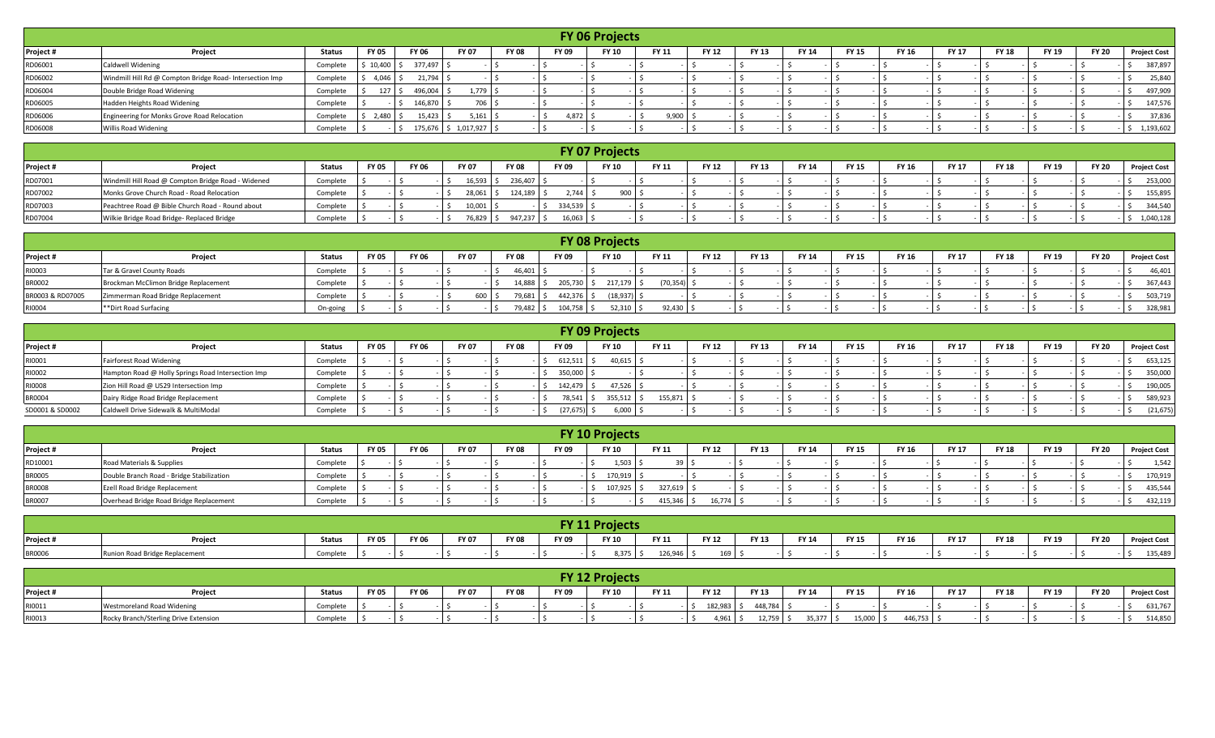## FY 06 Projects

| Project # | Project | Status | FY 05 | FY 06 | FY 07 | FY 08 | FY 09 | FY 10 | FY 11 | FY 12 | FY 13 | FY 14 | FY 15 | FY 16 | FY 17 | FY 18 | FY 19 | FY 20 | Project Cost |
|---|---|---|---|---|---|---|---|---|---|---|---|---|---|---|---|---|---|---|---|
| RD06001 | Caldwell Widening | Complete | $ 10,400 | $ 377,497 | $ - | $ - | $ - | $ - | $ - | $ - | $ - | $ - | $ - | $ - | $ - | $ - | $ - | $ - | $ 387,897 |
| RD06002 | Windmill Hill Rd @ Compton Bridge Road- Intersection Imp | Complete | $ 4,046 | $ 21,794 | $ - | $ - | $ - | $ - | $ - | $ - | $ - | $ - | $ - | $ - | $ - | $ - | $ - | $ - | $ 25,840 |
| RD06004 | Double Bridge Road Widening | Complete | $ 127 | $ 496,004 | $ 1,779 | $ - | $ - | $ - | $ - | $ - | $ - | $ - | $ - | $ - | $ - | $ - | $ - | $ - | $ 497,909 |
| RD06005 | Hadden Heights Road Widening | Complete | $ - | $ 146,870 | $ 706 | $ - | $ - | $ - | $ - | $ - | $ - | $ - | $ - | $ - | $ - | $ - | $ - | $ - | $ 147,576 |
| RD06006 | Engineering for Monks Grove Road Relocation | Complete | $ 2,480 | $ 15,423 | $ 5,161 | $ - | $ 4,872 | $ - | $ 9,900 | $ - | $ - | $ - | $ - | $ - | $ - | $ - | $ - | $ - | $ 37,836 |
| RD06008 | Willis Road Widening | Complete | $ - | $ 175,676 | $ 1,017,927 | $ - | $ - | $ - | $ - | $ - | $ - | $ - | $ - | $ - | $ - | $ - | $ - | $ - | $ 1,193,602 |

## FY 07 Projects

| Project # | Project | Status | FY 05 | FY 06 | FY 07 | FY 08 | FY 09 | FY 10 | FY 11 | FY 12 | FY 13 | FY 14 | FY 15 | FY 16 | FY 17 | FY 18 | FY 19 | FY 20 | Project Cost |
|---|---|---|---|---|---|---|---|---|---|---|---|---|---|---|---|---|---|---|---|
| RD07001 | Windmill Hill Road @ Compton Bridge Road - Widened | Complete | $ - | $ - | $ 16,593 | $ 236,407 | $ - | $ - | $ - | $ - | $ - | $ - | $ - | $ - | $ - | $ - | $ - | $ - | $ 253,000 |
| RD07002 | Monks Grove Church Road - Road Relocation | Complete | $ - | $ - | $ 28,061 | $ 124,189 | $ 2,744 | $ 900 | $ - | $ - | $ - | $ - | $ - | $ - | $ - | $ - | $ - | $ - | $ 155,895 |
| RD07003 | Peachtree Road @ Bible Church Road - Round about | Complete | $ - | $ - | $ 10,001 | $ - | $ 334,539 | $ - | $ - | $ - | $ - | $ - | $ - | $ - | $ - | $ - | $ - | $ - | $ 344,540 |
| RD07004 | Wilkie Bridge Road Bridge- Replaced Bridge | Complete | $ - | $ - | $ 76,829 | $ 947,237 | $ 16,063 | $ - | $ - | $ - | $ - | $ - | $ - | $ - | $ - | $ - | $ - | $ - | $ 1,040,128 |

## FY 08 Projects

| Project # | Project | Status | FY 05 | FY 06 | FY 07 | FY 08 | FY 09 | FY 10 | FY 11 | FY 12 | FY 13 | FY 14 | FY 15 | FY 16 | FY 17 | FY 18 | FY 19 | FY 20 | Project Cost |
|---|---|---|---|---|---|---|---|---|---|---|---|---|---|---|---|---|---|---|---|
| RI0003 | Tar & Gravel County Roads | Complete | $ - | $ - | $ - | $ 46,401 | $ - | $ - | $ - | $ - | $ - | $ - | $ - | $ - | $ - | $ - | $ - | $ - | $ 46,401 |
| BR0002 | Brockman McClimon Bridge Replacement | Complete | $ - | $ - | $ - | $ 14,888 | $ 205,730 | $ 217,179 | $ (70,354) | $ - | $ - | $ - | $ - | $ - | $ - | $ - | $ - | $ - | $ 367,443 |
| BR0003 & RD07005 | Zimmerman Road Bridge Replacement | Complete | $ - | $ - | $ 600 | $ 79,681 | $ 442,376 | $ (18,937) | $ - | $ - | $ - | $ - | $ - | $ - | $ - | $ - | $ - | $ - | $ 503,719 |
| RI0004 | **Dirt Road Surfacing | On-going | $ - | $ - | $ - | $ 79,482 | $ 104,758 | $ 52,310 | $ 92,430 | $ - | $ - | $ - | $ - | $ - | $ - | $ - | $ - | $ - | $ 328,981 |

## FY 09 Projects

| Project # | Project | Status | FY 05 | FY 06 | FY 07 | FY 08 | FY 09 | FY 10 | FY 11 | FY 12 | FY 13 | FY 14 | FY 15 | FY 16 | FY 17 | FY 18 | FY 19 | FY 20 | Project Cost |
|---|---|---|---|---|---|---|---|---|---|---|---|---|---|---|---|---|---|---|---|
| RI0001 | Fairforest Road Widening | Complete | $ - | $ - | $ - | $ - | $ 612,511 | $ 40,615 | $ - | $ - | $ - | $ - | $ - | $ - | $ - | $ - | $ - | $ - | $ 653,125 |
| RI0002 | Hampton Road @ Holly Springs Road Intersection Imp | Complete | $ - | $ - | $ - | $ - | $ 350,000 | $ - | $ - | $ - | $ - | $ - | $ - | $ - | $ - | $ - | $ - | $ - | $ 350,000 |
| RI0008 | Zion Hill Road @ US29 Intersection Imp | Complete | $ - | $ - | $ - | $ - | $ 142,479 | $ 47,526 | $ - | $ - | $ - | $ - | $ - | $ - | $ - | $ - | $ - | $ - | $ 190,005 |
| BR0004 | Dairy Ridge Road Bridge Replacement | Complete | $ - | $ - | $ - | $ - | $ 78,541 | $ 355,512 | $ 155,871 | $ - | $ - | $ - | $ - | $ - | $ - | $ - | $ - | $ - | $ 589,923 |
| SD0001 & SD0002 | Caldwell Drive Sidewalk & MultiModal | Complete | $ - | $ - | $ - | $ - | $ (27,675) | $ 6,000 | $ - | $ - | $ - | $ - | $ - | $ - | $ - | $ - | $ - | $ - | $ (21,675) |

## FY 10 Projects

| Project # | Project | Status | FY 05 | FY 06 | FY 07 | FY 08 | FY 09 | FY 10 | FY 11 | FY 12 | FY 13 | FY 14 | FY 15 | FY 16 | FY 17 | FY 18 | FY 19 | FY 20 | Project Cost |
|---|---|---|---|---|---|---|---|---|---|---|---|---|---|---|---|---|---|---|---|
| RD10001 | Road Materials & Supplies | Complete | $ - | $ - | $ - | $ - | $ - | $ 1,503 | $ 39 | $ - | $ - | $ - | $ - | $ - | $ - | $ - | $ - | $ - | $ 1,542 |
| BR0005 | Double Branch Road - Bridge Stabilization | Complete | $ - | $ - | $ - | $ - | $ - | $ 170,919 | $ - | $ - | $ - | $ - | $ - | $ - | $ - | $ - | $ - | $ - | $ 170,919 |
| BR0008 | Ezell Road Bridge Replacement | Complete | $ - | $ - | $ - | $ - | $ - | $ 107,925 | $ 327,619 | $ - | $ - | $ - | $ - | $ - | $ - | $ - | $ - | $ - | $ 435,544 |
| BR0007 | Overhead Bridge Road Bridge Replacement | Complete | $ - | $ - | $ - | $ - | $ - | $ - | $ 415,346 | $ 16,774 | $ - | $ - | $ - | $ - | $ - | $ - | $ - | $ - | $ 432,119 |

## FY 11 Projects

| Project # | Project | Status | FY 05 | FY 06 | FY 07 | FY 08 | FY 09 | FY 10 | FY 11 | FY 12 | FY 13 | FY 14 | FY 15 | FY 16 | FY 17 | FY 18 | FY 19 | FY 20 | Project Cost |
|---|---|---|---|---|---|---|---|---|---|---|---|---|---|---|---|---|---|---|---|
| BR0006 | Runion Road Bridge Replacement | Complete | $ - | $ - | $ - | $ - | $ - | $ 8,375 | $ 126,946 | $ 169 | $ - | $ - | $ - | $ - | $ - | $ - | $ - | $ - | $ 135,489 |

## FY 12 Projects

| Project # | Project | Status | FY 05 | FY 06 | FY 07 | FY 08 | FY 09 | FY 10 | FY 11 | FY 12 | FY 13 | FY 14 | FY 15 | FY 16 | FY 17 | FY 18 | FY 19 | FY 20 | Project Cost |
|---|---|---|---|---|---|---|---|---|---|---|---|---|---|---|---|---|---|---|---|
| RI0011 | Westmoreland Road Widening | Complete | $ - | $ - | $ - | $ - | $ - | $ - | $ - | $ 182,983 | $ 448,784 | $ - | $ - | $ - | $ - | $ - | $ - | $ - | $ 631,767 |
| RI0013 | Rocky Branch/Sterling Drive Extension | Complete | $ - | $ - | $ - | $ - | $ - | $ - | $ - | $ 4,961 | $ 12,759 | $ 35,377 | $ 15,000 | $ 446,753 | $ - | $ - | $ - | $ - | $ 514,850 |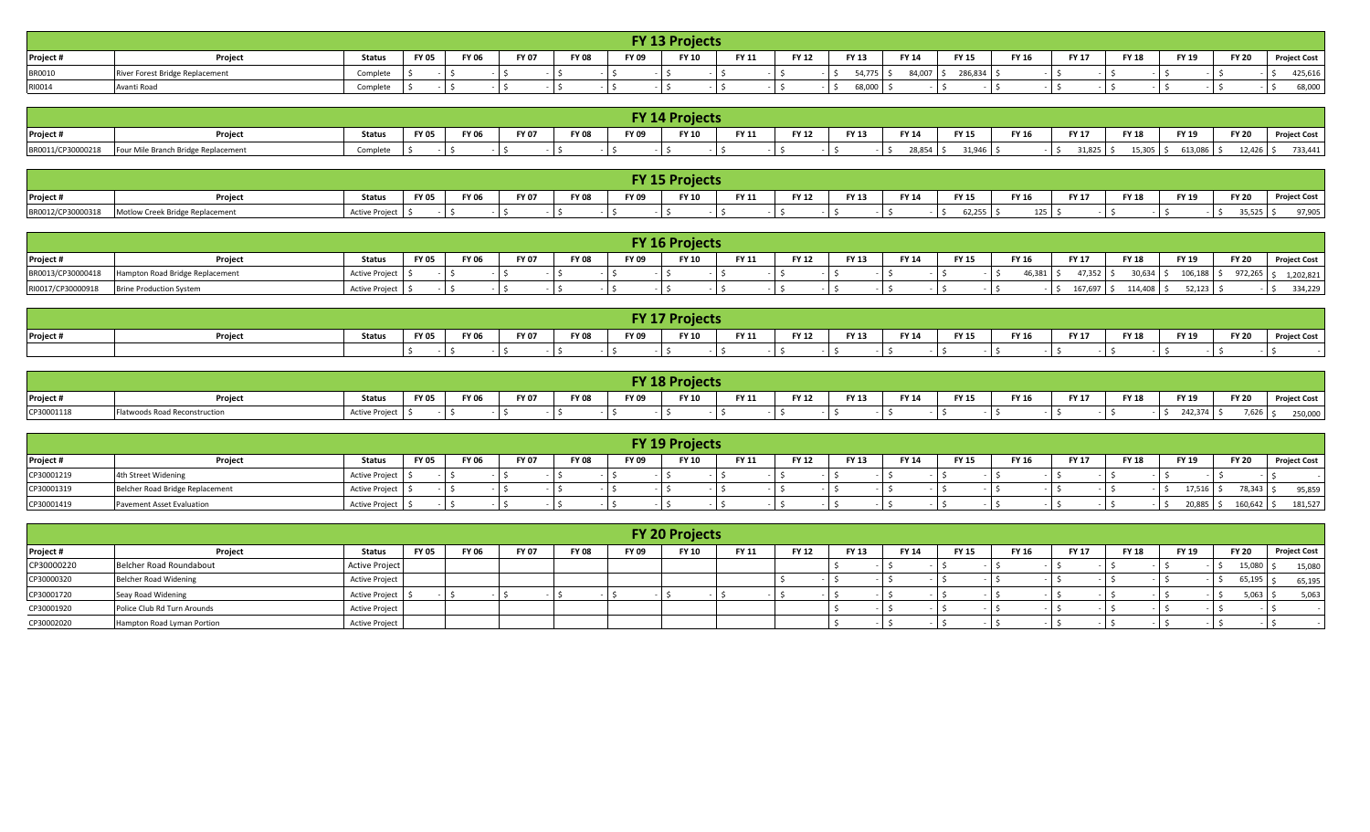## FY 13 Projects

| Project # | Project | Status | FY 05 | FY 06 | FY 07 | FY 08 | FY 09 | FY 10 | FY 11 | FY 12 | FY 13 | FY 14 | FY 15 | FY 16 | FY 17 | FY 18 | FY 19 | FY 20 | Project Cost |
|---|---|---|---|---|---|---|---|---|---|---|---|---|---|---|---|---|---|---|---|
| BR0010 | River Forest Bridge Replacement | Complete | $ - | $ - | $ - | $ - | $ - | $ - | $ - | $ - | $ 54,775 | $ 84,007 | $ 286,834 | $ - | $ - | $ - | $ - | $ - | $ 425,616 |
| RI0014 | Avanti Road | Complete | $ - | $ - | $ - | $ - | $ - | $ - | $ - | $ - | $ 68,000 | $ - | $ - | $ - | $ - | $ - | $ - | $ - | $ 68,000 |

## FY 14 Projects

| Project # | Project | Status | FY 05 | FY 06 | FY 07 | FY 08 | FY 09 | FY 10 | FY 11 | FY 12 | FY 13 | FY 14 | FY 15 | FY 16 | FY 17 | FY 18 | FY 19 | FY 20 | Project Cost |
|---|---|---|---|---|---|---|---|---|---|---|---|---|---|---|---|---|---|---|---|
| BR0011/CP30000218 | Four Mile Branch Bridge Replacement | Complete | $ - | $ - | $ - | $ - | $ - | $ - | $ - | $ - | $ - | $ 28,854 | $ 31,946 | $ - | $ 31,825 | $ 15,305 | $ 613,086 | $ 12,426 | $ 733,441 |

## FY 15 Projects

| Project # | Project | Status | FY 05 | FY 06 | FY 07 | FY 08 | FY 09 | FY 10 | FY 11 | FY 12 | FY 13 | FY 14 | FY 15 | FY 16 | FY 17 | FY 18 | FY 19 | FY 20 | Project Cost |
|---|---|---|---|---|---|---|---|---|---|---|---|---|---|---|---|---|---|---|---|
| BR0012/CP30000318 | Motlow Creek Bridge Replacement | Active Project | $ - | $ - | $ - | $ - | $ - | $ - | $ - | $ - | $ - | $ - | $ 62,255 | $ 125 | $ - | $ - | $ - | $ 35,525 | $ 97,905 |

## FY 16 Projects

| Project # | Project | Status | FY 05 | FY 06 | FY 07 | FY 08 | FY 09 | FY 10 | FY 11 | FY 12 | FY 13 | FY 14 | FY 15 | FY 16 | FY 17 | FY 18 | FY 19 | FY 20 | Project Cost |
|---|---|---|---|---|---|---|---|---|---|---|---|---|---|---|---|---|---|---|---|
| BR0013/CP30000418 | Hampton Road Bridge Replacement | Active Project | $ - | $ - | $ - | $ - | $ - | $ - | $ - | $ - | $ - | $ - | $ - | $ 46,381 | $ 47,352 | $ 30,634 | $ 106,188 | $ 972,265 | $ 1,202,821 |
| RI0017/CP30000918 | Brine Production System | Active Project | $ - | $ - | $ - | $ - | $ - | $ - | $ - | $ - | $ - | $ - | $ - | $ - | $ 167,697 | $ 114,408 | $ 52,123 | $ - | $ 334,229 |

## FY 17 Projects

| Project # | Project | Status | FY 05 | FY 06 | FY 07 | FY 08 | FY 09 | FY 10 | FY 11 | FY 12 | FY 13 | FY 14 | FY 15 | FY 16 | FY 17 | FY 18 | FY 19 | FY 20 | Project Cost |
|---|---|---|---|---|---|---|---|---|---|---|---|---|---|---|---|---|---|---|---|
| | | | $ - | $ - | $ - | $ - | $ - | $ - | $ - | $ - | $ - | $ - | $ - | $ - | $ - | $ - | $ - | $ - | $ - |

## FY 18 Projects

| Project # | Project | Status | FY 05 | FY 06 | FY 07 | FY 08 | FY 09 | FY 10 | FY 11 | FY 12 | FY 13 | FY 14 | FY 15 | FY 16 | FY 17 | FY 18 | FY 19 | FY 20 | Project Cost |
|---|---|---|---|---|---|---|---|---|---|---|---|---|---|---|---|---|---|---|---|
| CP30001118 | Flatwoods Road Reconstruction | Active Project | $ - | $ - | $ - | $ - | $ - | $ - | $ - | $ - | $ - | $ - | $ - | $ - | $ - | $ - | $ 242,374 | $ 7,626 | $ 250,000 |

## FY 19 Projects

| Project # | Project | Status | FY 05 | FY 06 | FY 07 | FY 08 | FY 09 | FY 10 | FY 11 | FY 12 | FY 13 | FY 14 | FY 15 | FY 16 | FY 17 | FY 18 | FY 19 | FY 20 | Project Cost |
|---|---|---|---|---|---|---|---|---|---|---|---|---|---|---|---|---|---|---|---|
| CP30001219 | 4th Street Widening | Active Project | $ - | $ - | $ - | $ - | $ - | $ - | $ - | $ - | $ - | $ - | $ - | $ - | $ - | $ - | $ - | $ - | $ - |
| CP30001319 | Belcher Road Bridge Replacement | Active Project | $ - | $ - | $ - | $ - | $ - | $ - | $ - | $ - | $ - | $ - | $ - | $ - | $ - | $ - | $ 17,516 | $ 78,343 | $ 95,859 |
| CP30001419 | Pavement Asset Evaluation | Active Project | $ - | $ - | $ - | $ - | $ - | $ - | $ - | $ - | $ - | $ - | $ - | $ - | $ - | $ - | $ 20,885 | $ 160,642 | $ 181,527 |

## FY 20 Projects

| Project # | Project | Status | FY 05 | FY 06 | FY 07 | FY 08 | FY 09 | FY 10 | FY 11 | FY 12 | FY 13 | FY 14 | FY 15 | FY 16 | FY 17 | FY 18 | FY 19 | FY 20 | Project Cost |
|---|---|---|---|---|---|---|---|---|---|---|---|---|---|---|---|---|---|---|---|
| CP30000220 | Belcher Road Roundabout | Active Project | | | | | | | | | $ - | $ - | $ - | $ - | $ - | $ - | $ - | $ 15,080 | $ 15,080 |
| CP30000320 | Belcher Road Widening | Active Project | | | | | | | | $ - | $ - | $ - | $ - | $ - | $ - | $ - | $ - | $ 65,195 | $ 65,195 |
| CP30001720 | Seay Road Widening | Active Project | $ - | $ - | $ - | $ - | $ - | $ - | $ - | $ - | $ - | $ - | $ - | $ - | $ - | $ - | $ - | $ 5,063 | $ 5,063 |
| CP30001920 | Police Club Rd Turn Arounds | Active Project | | | | | | | | | $ - | $ - | $ - | $ - | $ - | $ - | $ - | $ - | $ - |
| CP30002020 | Hampton Road Lyman Portion | Active Project | | | | | | | | | $ - | $ - | $ - | $ - | $ - | $ - | $ - | $ - | $ - |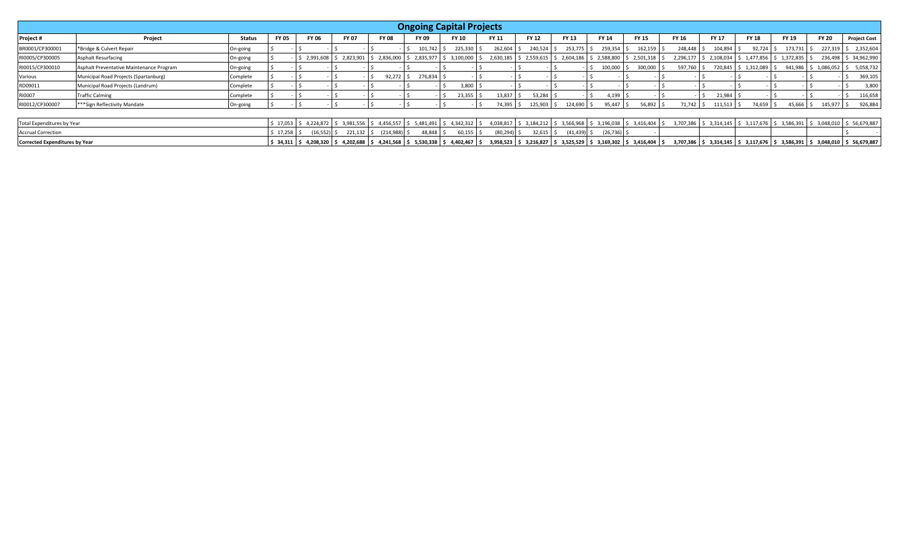# Ongoing Capital Projects

| Project # | Project | Status | FY 05 | FY 06 | FY 07 | FY 08 | FY 09 | FY 10 | FY 11 | FY 12 | FY 13 | FY 14 | FY 15 | FY 16 | FY 17 | FY 18 | FY 19 | FY 20 | Project Cost |
|---|---|---|---|---|---|---|---|---|---|---|---|---|---|---|---|---|---|---|---|
| BR0001/CP300001 | *Bridge & Culvert Repair | On-going | $ - | $ - | $ - | $ - | $ 101,742 | $ 225,330 | $ 262,604 | $ 240,524 | $ 253,775 | $ 259,354 | $ 162,159 | $ 248,448 | $ 104,894 | $ 92,724 | $ 173,731 | $ 227,319 | $ 2,352,604 |
| RI0005/CP300005 | Asphalt Resurfacing | On-going | $ - | $ 2,991,608 | $ 2,823,901 | $ 2,836,000 | $ 2,835,977 | $ 3,100,000 | $ 2,630,185 | $ 2,559,615 | $ 2,604,186 | $ 2,588,800 | $ 2,501,318 | $ 2,296,177 | $ 2,108,034 | $ 1,477,856 | $ 1,372,835 | $ 236,498 | $ 34,962,990 |
| RI0015/CP300010 | Asphalt Preventative Maintenance Program | On-going | $ - | $ - | $ - | $ - | $ - | $ - | $ - | $ - | $ - | $ 100,000 | $ 300,000 | $ 597,760 | $ 720,845 | $ 1,312,089 | $ 941,986 | $ 1,086,052 | $ 5,058,732 |
| Various | Municipal Road Projects (Spartanburg) | Complete | $ - | $ - | $ - | $ 92,272 | $ 276,834 | $ - | $ - | $ - | $ - | $ - | $ - | $ - | $ - | $ - | $ - | $ - | $ 369,105 |
| RD09011 | Municipal Road Projects (Landrum) | Complete | $ - | $ - | $ - | $ - | $ - | $ 3,800 | $ - | $ - | $ - | $ - | $ - | $ - | $ - | $ - | $ - | $ - | $ 3,800 |
| RI0007 | Traffic Calming | Complete | $ - | $ - | $ - | $ - | $ - | $ 23,355 | $ 13,837 | $ 53,284 | $ - | $ 4,199 | $ - | $ - | $ 21,984 | $ - | $ - | $ - | $ 116,658 |
| RI0012/CP300007 | ***Sign Reflectivity Mandate | On-going | $ - | $ - | $ - | $ - | $ - | $ - | $ 74,395 | $ 125,903 | $ 124,690 | $ 95,447 | $ 56,892 | $ 71,742 | $ 111,513 | $ 74,659 | $ 45,666 | $ 145,977 | $ 926,884 |
| Total Expenditures by Year | | | $ 17,053 | $ 4,224,872 | $ 3,981,556 | $ 4,456,557 | $ 5,481,491 | $ 4,342,312 | $ 4,038,817 | $ 3,184,212 | $ 3,566,968 | $ 3,196,038 | $ 3,416,404 | $ 3,707,386 | $ 3,314,145 | $ 3,117,676 | $ 3,586,391 | $ 3,048,010 | $ 56,679,887 |
| Accrual Correction | | | $ 17,258 | $ (16,552) | $ 221,132 | $ (214,988) | $ 48,848 | $ 60,155 | $ (80,294) | $ 32,615 | $ (41,439) | $ (26,736) | $ - | | | | | | $ - |
| **Corrected Expenditures by Year** | | | **$ 34,311** | **$ 4,208,320** | **$ 4,202,688** | **$ 4,241,568** | **$ 5,530,338** | **$ 4,402,467** | **$ 3,958,523** | **$ 3,216,827** | **$ 3,525,529** | **$ 3,169,302** | **$ 3,416,404** | **$ 3,707,386** | **$ 3,314,145** | **$ 3,117,676** | **$ 3,586,391** | **$ 3,048,010** | **$ 56,679,887** |